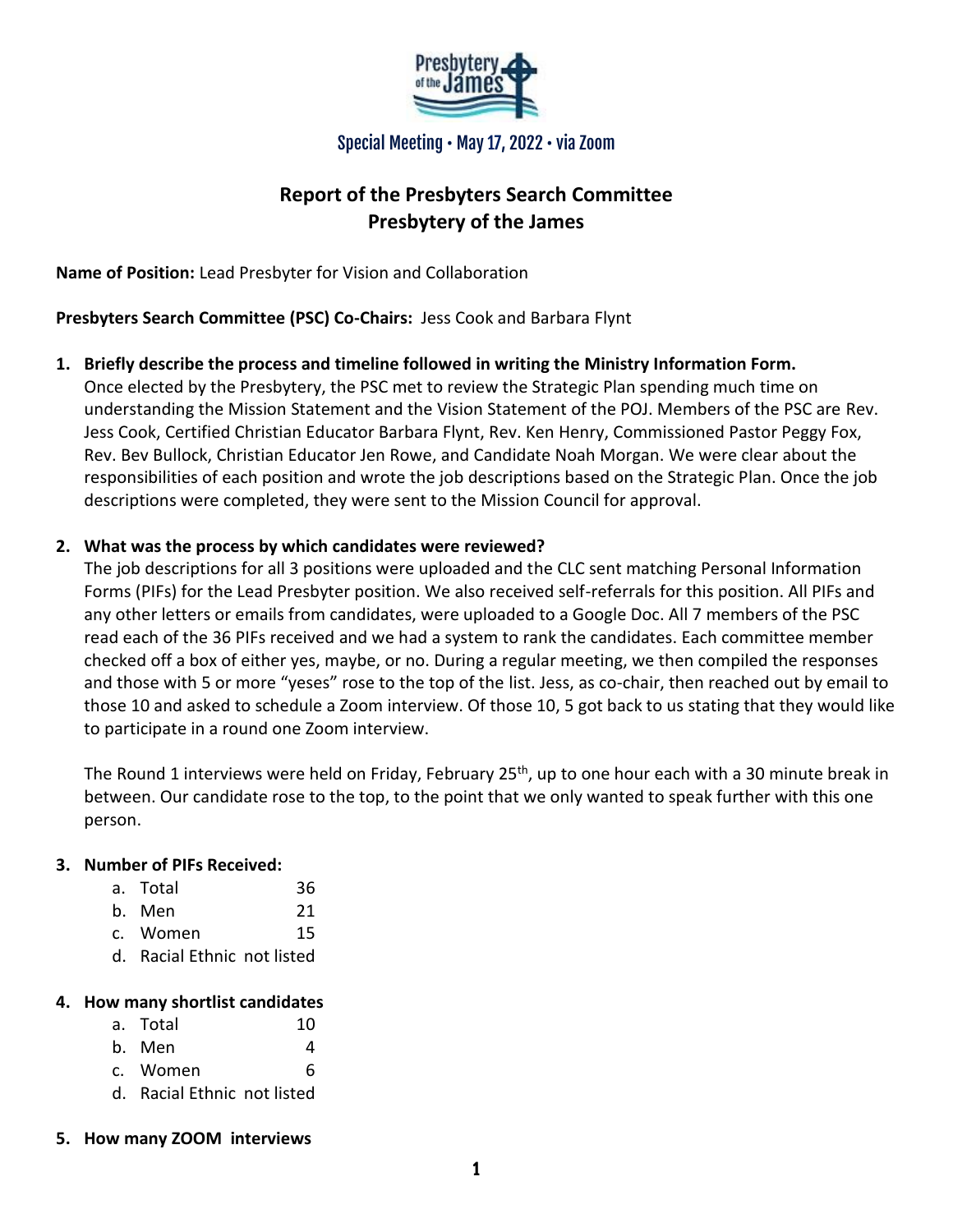Special Meeting • May 17, 2022 • via Zoom

# Report of the Presbyters Search Committee
# Presbytery of the James

**Name of Position:** Lead Presbyter for Vision and Collaboration

**Presbyters Search Committee (PSC) Co-Chairs:** Jess Cook and Barbara Flynt

1. **Briefly describe the process and timeline followed in writing the Ministry Information Form.**
   Once elected by the Presbytery, the PSC met to review the Strategic Plan spending much time on understanding the Mission Statement and the Vision Statement of the POJ. Members of the PSC are Rev. Jess Cook, Certified Christian Educator Barbara Flynt, Rev. Ken Henry, Commissioned Pastor Peggy Fox, Rev. Bev Bullock, Christian Educator Jen Rowe, and Candidate Noah Morgan. We were clear about the responsibilities of each position and wrote the job descriptions based on the Strategic Plan. Once the job descriptions were completed, they were sent to the Mission Council for approval.

2. **What was the process by which candidates were reviewed?**
   The job descriptions for all 3 positions were uploaded and the CLC sent matching Personal Information Forms (PIFs) for the Lead Presbyter position. We also received self-referrals for this position. All PIFs and any other letters or emails from candidates, were uploaded to a Google Doc. All 7 members of the PSC read each of the 36 PIFs received and we had a system to rank the candidates. Each committee member checked off a box of either yes, maybe, or no. During a regular meeting, we then compiled the responses and those with 5 or more "yeses" rose to the top of the list. Jess, as co-chair, then reached out by email to those 10 and asked to schedule a Zoom interview. Of those 10, 5 got back to us stating that they would like to participate in a round one Zoom interview.

   The Round 1 interviews were held on Friday, February 25th, up to one hour each with a 30 minute break in between. Our candidate rose to the top, to the point that we only wanted to speak further with this one person.

3. **Number of PIFs Received:**
   a. Total 36
   b. Men 21
   c. Women 15
   d. Racial Ethnic not listed

4. **How many shortlist candidates**
   a. Total 10
   b. Men 4
   c. Women 6
   d. Racial Ethnic not listed

5. **How many ZOOM interviews**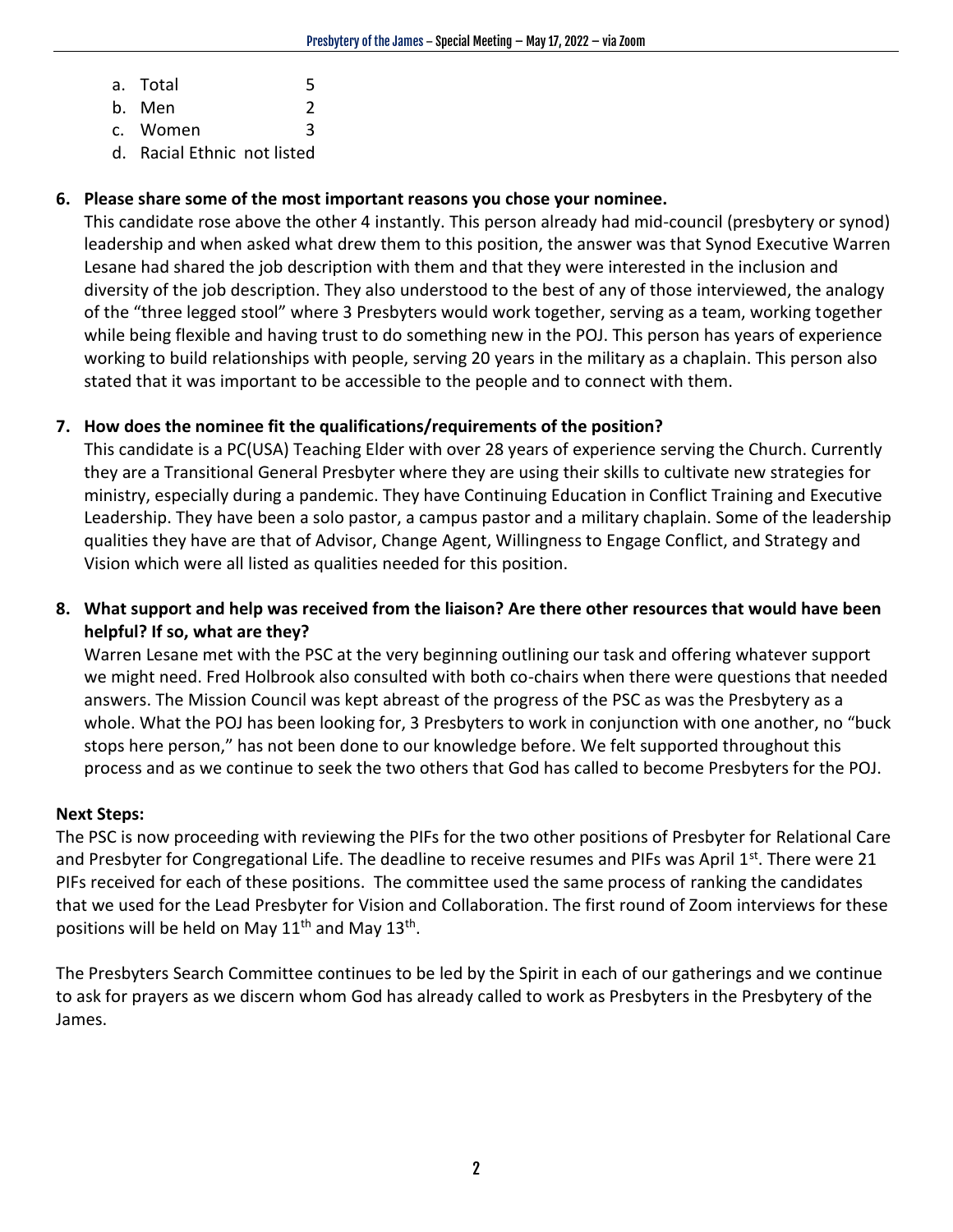a. Total 5
b. Men 2
c. Women 3
d. Racial Ethnic not listed

**6. Please share some of the most important reasons you chose your nominee.**

This candidate rose above the other 4 instantly. This person already had mid-council (presbytery or synod) leadership and when asked what drew them to this position, the answer was that Synod Executive Warren Lesane had shared the job description with them and that they were interested in the inclusion and diversity of the job description. They also understood to the best of any of those interviewed, the analogy of the "three legged stool" where 3 Presbyters would work together, serving as a team, working together while being flexible and having trust to do something new in the POJ. This person has years of experience working to build relationships with people, serving 20 years in the military as a chaplain. This person also stated that it was important to be accessible to the people and to connect with them.

**7. How does the nominee fit the qualifications/requirements of the position?**

This candidate is a PC(USA) Teaching Elder with over 28 years of experience serving the Church. Currently they are a Transitional General Presbyter where they are using their skills to cultivate new strategies for ministry, especially during a pandemic. They have Continuing Education in Conflict Training and Executive Leadership. They have been a solo pastor, a campus pastor and a military chaplain. Some of the leadership qualities they have are that of Advisor, Change Agent, Willingness to Engage Conflict, and Strategy and Vision which were all listed as qualities needed for this position.

**8. What support and help was received from the liaison? Are there other resources that would have been helpful? If so, what are they?**

Warren Lesane met with the PSC at the very beginning outlining our task and offering whatever support we might need. Fred Holbrook also consulted with both co-chairs when there were questions that needed answers. The Mission Council was kept abreast of the progress of the PSC as was the Presbytery as a whole. What the POJ has been looking for, 3 Presbyters to work in conjunction with one another, no "buck stops here person," has not been done to our knowledge before. We felt supported throughout this process and as we continue to seek the two others that God has called to become Presbyters for the POJ.

**Next Steps:**

The PSC is now proceeding with reviewing the PIFs for the two other positions of Presbyter for Relational Care and Presbyter for Congregational Life. The deadline to receive resumes and PIFs was April 1st. There were 21 PIFs received for each of these positions. The committee used the same process of ranking the candidates that we used for the Lead Presbyter for Vision and Collaboration. The first round of Zoom interviews for these positions will be held on May 11th and May 13th.

The Presbyters Search Committee continues to be led by the Spirit in each of our gatherings and we continue to ask for prayers as we discern whom God has already called to work as Presbyters in the Presbytery of the James.